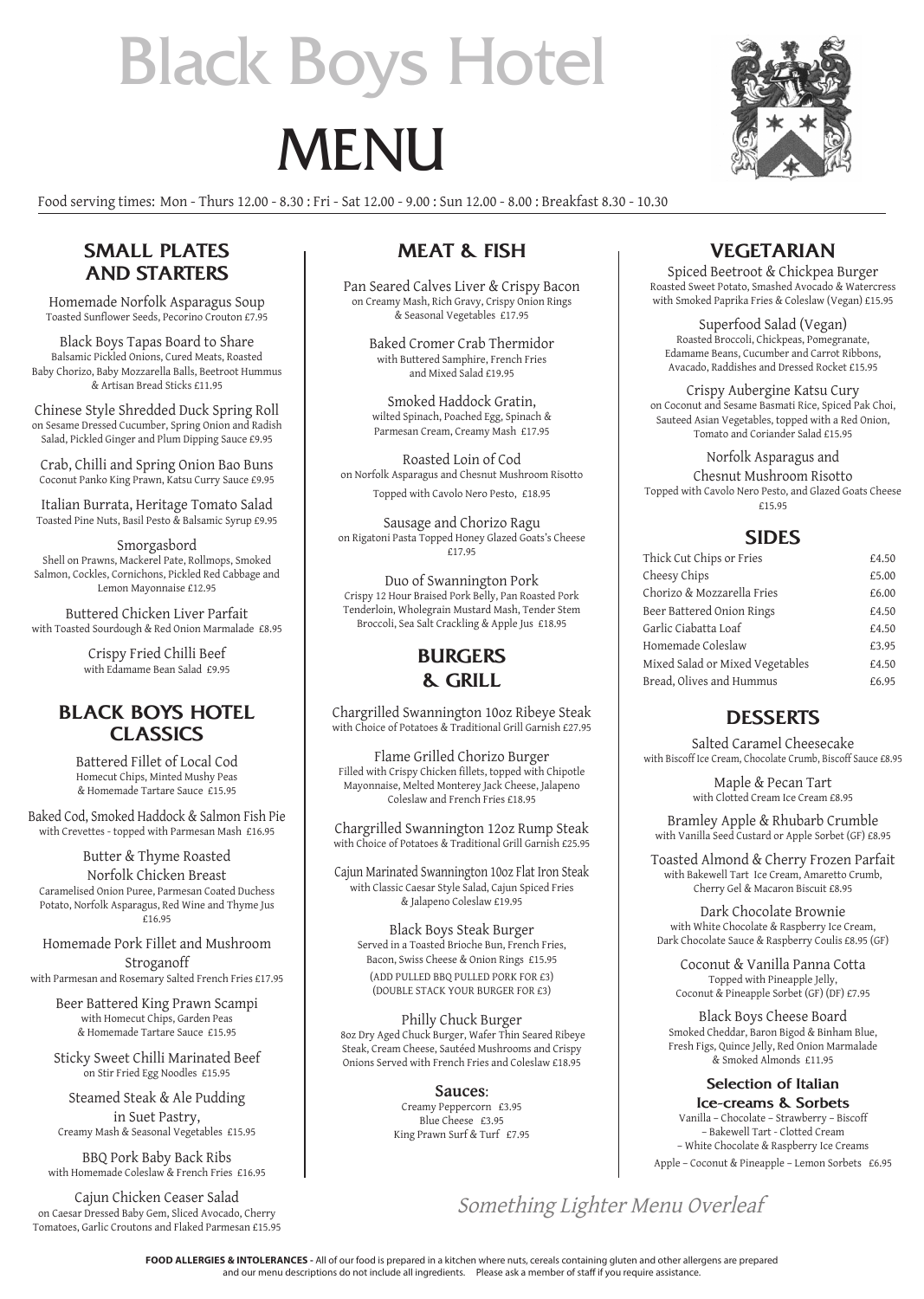# Black Boys Hotel

# MENU

Food serving times: Mon - Thurs 12.00 - 8.30 : Fri - Sat 12.00 - 9.00 : Sun 12.00 - 8.00 : Breakfast 8.30 - 10.30

## SMALL PLATES AND STARTERS

Homemade Norfolk Asparagus Soup
Toasted Sunflower Seeds, Pecorino Crouton £7.95

Black Boys Tapas Board to Share
Balsamic Pickled Onions, Cured Meats, Roasted Baby Chorizo, Baby Mozzarella Balls, Beetroot Hummus & Artisan Bread Sticks £11.95

Chinese Style Shredded Duck Spring Roll
on Sesame Dressed Cucumber, Spring Onion and Radish Salad, Pickled Ginger and Plum Dipping Sauce £9.95

Crab, Chilli and Spring Onion Bao Buns
Coconut Panko King Prawn, Katsu Curry Sauce £9.95

Italian Burrata, Heritage Tomato Salad
Toasted Pine Nuts, Basil Pesto & Balsamic Syrup £9.95

Smorgasbord
Shell on Prawns, Mackerel Pate, Rollmops, Smoked Salmon, Cockles, Cornichons, Pickled Red Cabbage and Lemon Mayonnaise £12.95

Buttered Chicken Liver Parfait
with Toasted Sourdough & Red Onion Marmalade £8.95

Crispy Fried Chilli Beef
with Edamame Bean Salad £9.95

## BLACK BOYS HOTEL CLASSICS

Battered Fillet of Local Cod
Homecut Chips, Minted Mushy Peas & Homemade Tartare Sauce £15.95

Baked Cod, Smoked Haddock & Salmon Fish Pie
with Crevettes - topped with Parmesan Mash £16.95

Butter & Thyme Roasted Norfolk Chicken Breast
Caramelised Onion Puree, Parmesan Coated Duchess Potato, Norfolk Asparagus, Red Wine and Thyme Jus £16.95

Homemade Pork Fillet and Mushroom Stroganoff
with Parmesan and Rosemary Salted French Fries £17.95

Beer Battered King Prawn Scampi
with Homecut Chips, Garden Peas & Homemade Tartare Sauce £15.95

Sticky Sweet Chilli Marinated Beef
on Stir Fried Egg Noodles £15.95

Steamed Steak & Ale Pudding in Suet Pastry,
Creamy Mash & Seasonal Vegetables £15.95

BBQ Pork Baby Back Ribs
with Homemade Coleslaw & French Fries £16.95

Cajun Chicken Ceaser Salad
on Caesar Dressed Baby Gem, Sliced Avocado, Cherry Tomatoes, Garlic Croutons and Flaked Parmesan £15.95

## MEAT & FISH

Pan Seared Calves Liver & Crispy Bacon
on Creamy Mash, Rich Gravy, Crispy Onion Rings & Seasonal Vegetables £17.95

Baked Cromer Crab Thermidor
with Buttered Samphire, French Fries and Mixed Salad £19.95

Smoked Haddock Gratin,
wilted Spinach, Poached Egg, Spinach & Parmesan Cream, Creamy Mash £17.95

Roasted Loin of Cod
on Norfolk Asparagus and Chesnut Mushroom Risotto
Topped with Cavolo Nero Pesto, £18.95

Sausage and Chorizo Ragu
on Rigatoni Pasta Topped Honey Glazed Goats's Cheese £17.95

Duo of Swannington Pork
Crispy 12 Hour Braised Pork Belly, Pan Roasted Pork Tenderloin, Wholegrain Mustard Mash, Tender Stem Broccoli, Sea Salt Crackling & Apple Jus £18.95

## BURGERS & GRILL

Chargrilled Swannington 10oz Ribeye Steak
with Choice of Potatoes & Traditional Grill Garnish £27.95

Flame Grilled Chorizo Burger
Filled with Crispy Chicken fillets, topped with Chipotle Mayonnaise, Melted Monterey Jack Cheese, Jalapeno Coleslaw and French Fries £18.95

Chargrilled Swannington 12oz Rump Steak
with Choice of Potatoes & Traditional Grill Garnish £25.95

Cajun Marinated Swannington 10oz Flat Iron Steak
with Classic Caesar Style Salad, Cajun Spiced Fries & Jalapeno Coleslaw £19.95

Black Boys Steak Burger
Served in a Toasted Brioche Bun, French Fries, Bacon, Swiss Cheese & Onion Rings £15.95
(ADD PULLED BBQ PULLED PORK FOR £3)
(DOUBLE STACK YOUR BURGER FOR £3)

Philly Chuck Burger
8oz Dry Aged Chuck Burger, Wafer Thin Seared Ribeye Steak, Cream Cheese, Sautéed Mushrooms and Crispy Onions Served with French Fries and Coleslaw £18.95

**Sauces:**
Creamy Peppercorn £3.95
Blue Cheese £3.95
King Prawn Surf & Turf £7.95

## VEGETARIAN

Spiced Beetroot & Chickpea Burger
Roasted Sweet Potato, Smashed Avocado & Watercress with Smoked Paprika Fries & Coleslaw (Vegan) £15.95

Superfood Salad (Vegan)
Roasted Broccoli, Chickpeas, Pomegranate, Edamame Beans, Cucumber and Carrot Ribbons, Avacado, Raddishes and Dressed Rocket £15.95

Crispy Aubergine Katsu Cury
on Coconut and Sesame Basmati Rice, Spiced Pak Choi, Sauteed Asian Vegetables, topped with a Red Onion, Tomato and Coriander Salad £15.95

Norfolk Asparagus and Chesnut Mushroom Risotto
Topped with Cavolo Nero Pesto, and Glazed Goats Cheese £15.95

## SIDES

| | |
|---|---|
| Thick Cut Chips or Fries | £4.50 |
| Cheesy Chips | £5.00 |
| Chorizo & Mozzarella Fries | £6.00 |
| Beer Battered Onion Rings | £4.50 |
| Garlic Ciabatta Loaf | £4.50 |
| Homemade Coleslaw | £3.95 |
| Mixed Salad or Mixed Vegetables | £4.50 |
| Bread, Olives and Hummus | £6.95 |

## DESSERTS

Salted Caramel Cheesecake
with Biscoff Ice Cream, Chocolate Crumb, Biscoff Sauce £8.95

Maple & Pecan Tart
with Clotted Cream Ice Cream £8.95

Bramley Apple & Rhubarb Crumble
with Vanilla Seed Custard or Apple Sorbet (GF) £8.95

Toasted Almond & Cherry Frozen Parfait
with Bakewell Tart Ice Cream, Amaretto Crumb, Cherry Gel & Macaron Biscuit £8.95

Dark Chocolate Brownie
with White Chocolate & Raspberry Ice Cream, Dark Chocolate Sauce & Raspberry Coulis £8.95 (GF)

Coconut & Vanilla Panna Cotta
Topped with Pineapple Jelly, Coconut & Pineapple Sorbet (GF) (DF) £7.95

Black Boys Cheese Board
Smoked Cheddar, Baron Bigod & Binham Blue, Fresh Figs, Quince Jelly, Red Onion Marmalade & Smoked Almonds £11.95

**Selection of Italian Ice-creams & Sorbets**
Vanilla – Chocolate – Strawberry – Biscoff – Bakewell Tart - Clotted Cream – White Chocolate & Raspberry Ice Creams
Apple – Coconut & Pineapple – Lemon Sorbets £6.95

*Something Lighter Menu Overleaf*

**FOOD ALLERGIES & INTOLERANCES** - All of our food is prepared in a kitchen where nuts, cereals containing gluten and other allergens are prepared and our menu descriptions do not include all ingredients. Please ask a member of staff if you require assistance.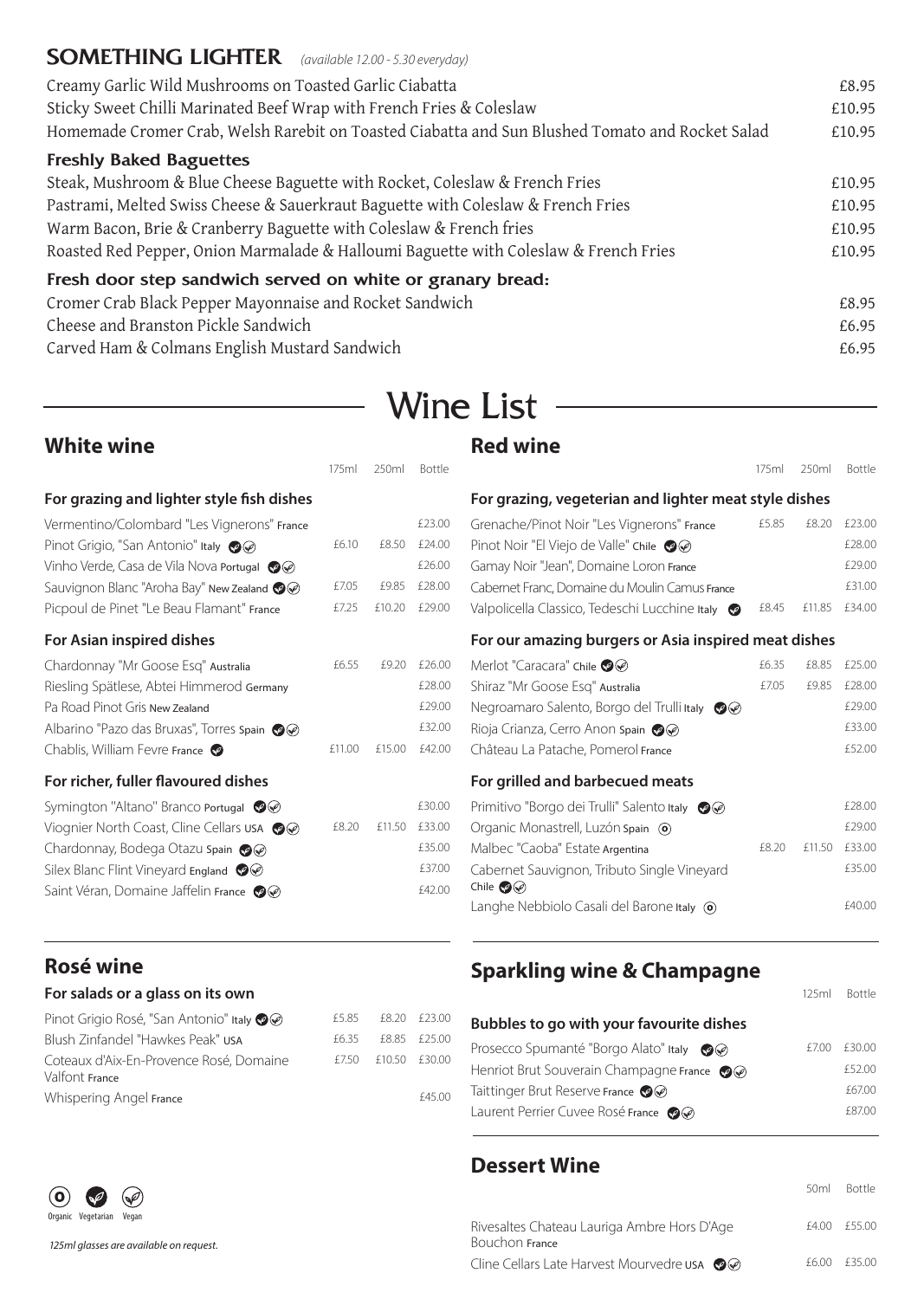## SOMETHING LIGHTER *(available 12.00 - 5.30 everyday)*

| | |
|---|---|
| Creamy Garlic Wild Mushrooms on Toasted Garlic Ciabatta | £8.95 |
| Sticky Sweet Chilli Marinated Beef Wrap with French Fries & Coleslaw | £10.95 |
| Homemade Cromer Crab, Welsh Rarebit on Toasted Ciabatta and Sun Blushed Tomato and Rocket Salad | £10.95 |

### Freshly Baked Baguettes

| | |
|---|---|
| Steak, Mushroom & Blue Cheese Baguette with Rocket, Coleslaw & French Fries | £10.95 |
| Pastrami, Melted Swiss Cheese & Sauerkraut Baguette with Coleslaw & French Fries | £10.95 |
| Warm Bacon, Brie & Cranberry Baguette with Coleslaw & French fries | £10.95 |
| Roasted Red Pepper, Onion Marmalade & Halloumi Baguette with Coleslaw & French Fries | £10.95 |

### Fresh door step sandwich served on white or granary bread:

| | |
|---|---|
| Cromer Crab Black Pepper Mayonnaise and Rocket Sandwich | £8.95 |
| Cheese and Branston Pickle Sandwich | £6.95 |
| Carved Ham & Colmans English Mustard Sandwich | £6.95 |

# Wine List

## White wine

| | 175ml | 250ml | Bottle |
|---|---|---|---|
| **For grazing and lighter style fish dishes** | | | |
| Vermentino/Colombard "Les Vignerons" France | | | £23.00 |
| Pinot Grigio, "San Antonio" Italy (Vegetarian, Vegan) | £6.10 | £8.50 | £24.00 |
| Vinho Verde, Casa de Vila Nova Portugal (Vegetarian, Vegan) | | | £26.00 |
| Sauvignon Blanc "Aroha Bay" New Zealand (Vegetarian, Vegan) | £7.05 | £9.85 | £28.00 |
| Picpoul de Pinet "Le Beau Flamant" France | £7.25 | £10.20 | £29.00 |
| **For Asian inspired dishes** | | | |
| Chardonnay "Mr Goose Esq" Australia | £6.55 | £9.20 | £26.00 |
| Riesling Spätlese, Abtei Himmerod Germany | | | £28.00 |
| Pa Road Pinot Gris New Zealand | | | £29.00 |
| Albarino "Pazo das Bruxas", Torres Spain (Vegetarian, Vegan) | | | £32.00 |
| Chablis, William Fevre France (Vegetarian) | £11.00 | £15.00 | £42.00 |
| **For richer, fuller flavoured dishes** | | | |
| Symington "Altano" Branco Portugal (Vegetarian, Vegan) | | | £30.00 |
| Viognier North Coast, Cline Cellars USA (Vegetarian, Vegan) | £8.20 | £11.50 | £33.00 |
| Chardonnay, Bodega Otazu Spain (Vegetarian, Vegan) | | | £35.00 |
| Silex Blanc Flint Vineyard England (Vegetarian, Vegan) | | | £37.00 |
| Saint Véran, Domaine Jaffelin France (Vegetarian, Vegan) | | | £42.00 |

## Red wine

| | 175ml | 250ml | Bottle |
|---|---|---|---|
| **For grazing, vegeterian and lighter meat style dishes** | | | |
| Grenache/Pinot Noir "Les Vignerons" France | £5.85 | £8.20 | £23.00 |
| Pinot Noir "El Viejo de Valle" Chile (Vegetarian, Vegan) | | | £28.00 |
| Gamay Noir "Jean", Domaine Loron France | | | £29.00 |
| Cabernet Franc, Domaine du Moulin Camus France | | | £31.00 |
| Valpolicella Classico, Tedeschi Lucchine Italy (Vegetarian) | £8.45 | £11.85 | £34.00 |
| **For our amazing burgers or Asia inspired meat dishes** | | | |
| Merlot "Caracara" Chile (Vegetarian, Vegan) | £6.35 | £8.85 | £25.00 |
| Shiraz "Mr Goose Esq" Australia | £7.05 | £9.85 | £28.00 |
| Negroamaro Salento, Borgo del Trulli Italy (Vegetarian, Vegan) | | | £29.00 |
| Rioja Crianza, Cerro Anon Spain (Vegetarian, Vegan) | | | £33.00 |
| Château La Patache, Pomerol France | | | £52.00 |
| **For grilled and barbecued meats** | | | |
| Primitivo "Borgo dei Trulli" Salento Italy (Vegetarian, Vegan) | | | £28.00 |
| Organic Monastrell, Luzón Spain (Organic) | | | £29.00 |
| Malbec "Caoba" Estate Argentina | £8.20 | £11.50 | £33.00 |
| Cabernet Sauvignon, Tributo Single Vineyard Chile (Vegetarian, Vegan) | | | £35.00 |
| Langhe Nebbiolo Casali del Barone Italy (Organic) | | | £40.00 |

## Rosé wine

| | 175ml | 250ml | Bottle |
|---|---|---|---|
| **For salads or a glass on its own** | | | |
| Pinot Grigio Rosé, "San Antonio" Italy (Vegetarian, Vegan) | £5.85 | £8.20 | £23.00 |
| Blush Zinfandel "Hawkes Peak" USA | £6.35 | £8.85 | £25.00 |
| Coteaux d'Aix-En-Provence Rosé, Domaine Valfont France | £7.50 | £10.50 | £30.00 |
| Whispering Angel France | | | £45.00 |

## Sparkling wine & Champagne

| | 125ml | Bottle |
|---|---|---|
| **Bubbles to go with your favourite dishes** | | |
| Prosecco Spumanté "Borgo Alato" Italy (Vegetarian, Vegan) | £7.00 | £30.00 |
| Henriot Brut Souverain Champagne France (Vegetarian, Vegan) | | £52.00 |
| Taittinger Brut Reserve France (Vegetarian, Vegan) | | £67.00 |
| Laurent Perrier Cuvee Rosé France (Vegetarian, Vegan) | | £87.00 |

## Dessert Wine

| | 50ml | Bottle |
|---|---|---|
| Rivesaltes Chateau Lauriga Ambre Hors D'Age Bouchon France | £4.00 | £55.00 |
| Cline Cellars Late Harvest Mourvedre USA (Vegetarian, Vegan) | £6.00 | £35.00 |

Organic · Vegetarian · Vegan

*125ml glasses are available on request.*